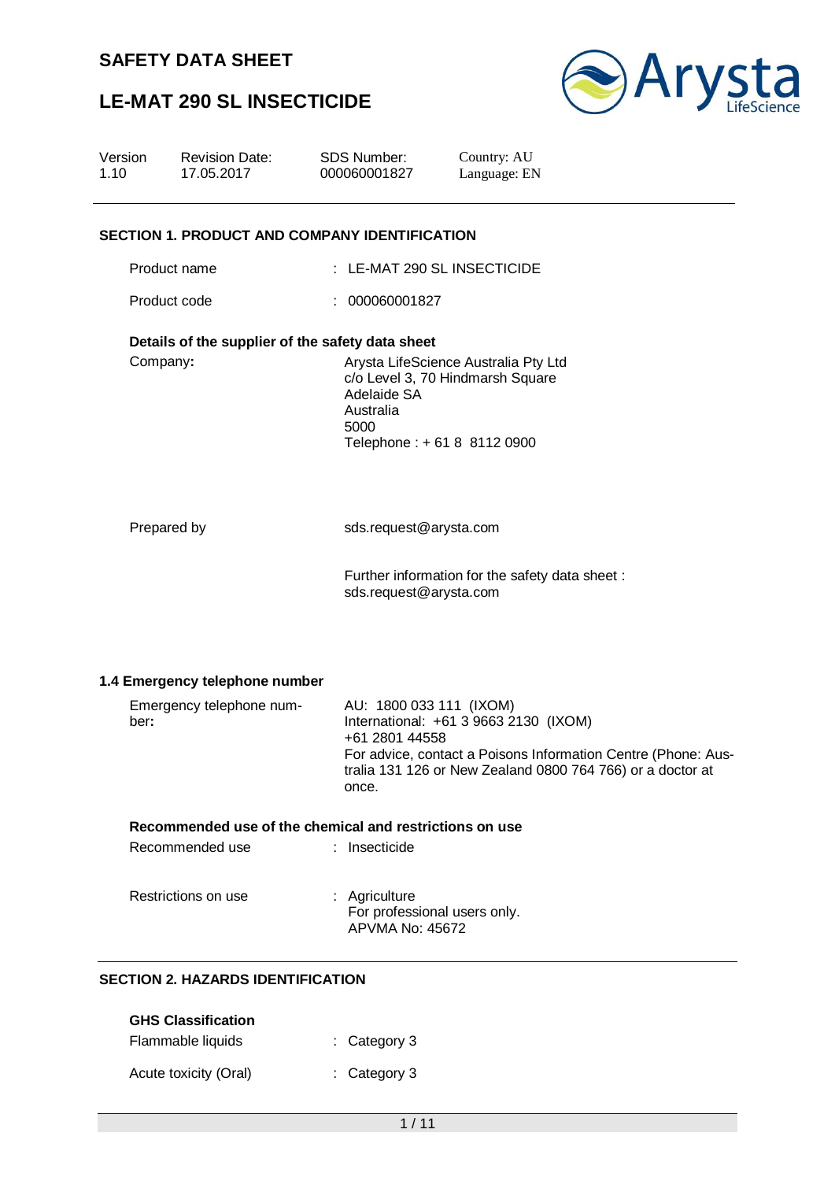# SAFETY DATA SHEET

# LE-MAT 290 SL INSECTICIDE

| Version | Revision Date: | SDS Number: | Country: AU |
|---|---|---|---|
| 1.10 | 17.05.2017 | 000060001827 | Language: EN |

## SECTION 1. PRODUCT AND COMPANY IDENTIFICATION

Product name : LE-MAT 290 SL INSECTICIDE

Product code : 000060001827

**Details of the supplier of the safety data sheet**

Company**:**
Arysta LifeScience Australia Pty Ltd
c/o Level 3, 70 Hindmarsh Square
Adelaide SA
Australia
5000
Telephone : + 61 8 8112 0900

Prepared by
sds.request@arysta.com

Further information for the safety data sheet :
sds.request@arysta.com

### 1.4 Emergency telephone number

Emergency telephone number**:**
AU: 1800 033 111 (IXOM)
International: +61 3 9663 2130 (IXOM)
+61 2801 44558
For advice, contact a Poisons Information Centre (Phone: Australia 131 126 or New Zealand 0800 764 766) or a doctor at once.

**Recommended use of the chemical and restrictions on use**

Recommended use : Insecticide

Restrictions on use : Agriculture
For professional users only.
APVMA No: 45672

## SECTION 2. HAZARDS IDENTIFICATION

**GHS Classification**

Flammable liquids : Category 3

Acute toxicity (Oral) : Category 3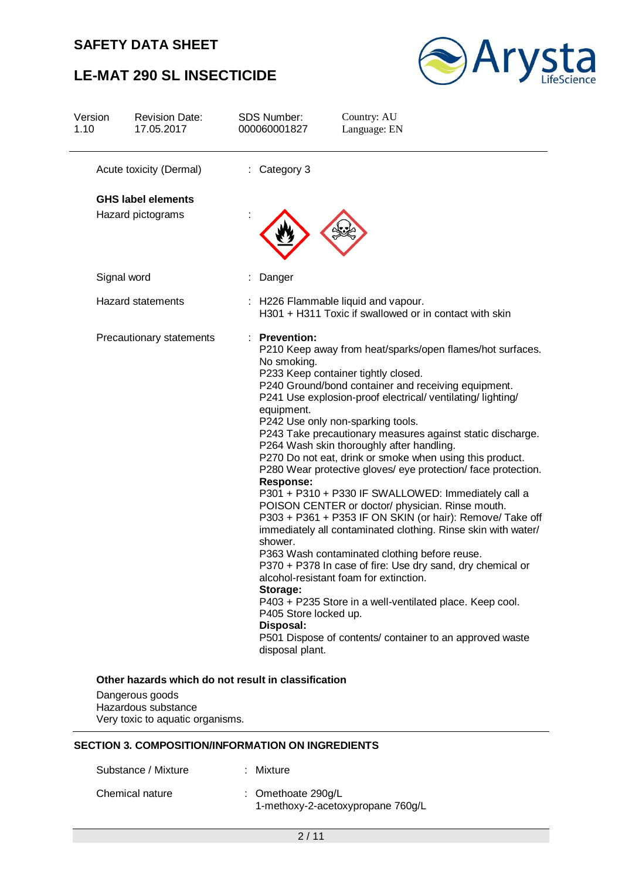Acute toxicity (Dermal) : Category 3

**GHS label elements**

Hazard pictograms :

Signal word : Danger

Hazard statements : H226 Flammable liquid and vapour.
H301 + H311 Toxic if swallowed or in contact with skin

Precautionary statements : **Prevention:**
P210 Keep away from heat/sparks/open flames/hot surfaces. No smoking.
P233 Keep container tightly closed.
P240 Ground/bond container and receiving equipment.
P241 Use explosion-proof electrical/ ventilating/ lighting/ equipment.
P242 Use only non-sparking tools.
P243 Take precautionary measures against static discharge.
P264 Wash skin thoroughly after handling.
P270 Do not eat, drink or smoke when using this product.
P280 Wear protective gloves/ eye protection/ face protection.
**Response:**
P301 + P310 + P330 IF SWALLOWED: Immediately call a POISON CENTER or doctor/ physician. Rinse mouth.
P303 + P361 + P353 IF ON SKIN (or hair): Remove/ Take off immediately all contaminated clothing. Rinse skin with water/ shower.
P363 Wash contaminated clothing before reuse.
P370 + P378 In case of fire: Use dry sand, dry chemical or alcohol-resistant foam for extinction.
**Storage:**
P403 + P235 Store in a well-ventilated place. Keep cool.
P405 Store locked up.
**Disposal:**
P501 Dispose of contents/ container to an approved waste disposal plant.

**Other hazards which do not result in classification**

Dangerous goods
Hazardous substance
Very toxic to aquatic organisms.

## SECTION 3. COMPOSITION/INFORMATION ON INGREDIENTS

Substance / Mixture : Mixture

Chemical nature : Omethoate 290g/L
1-methoxy-2-acetoxypropane 760g/L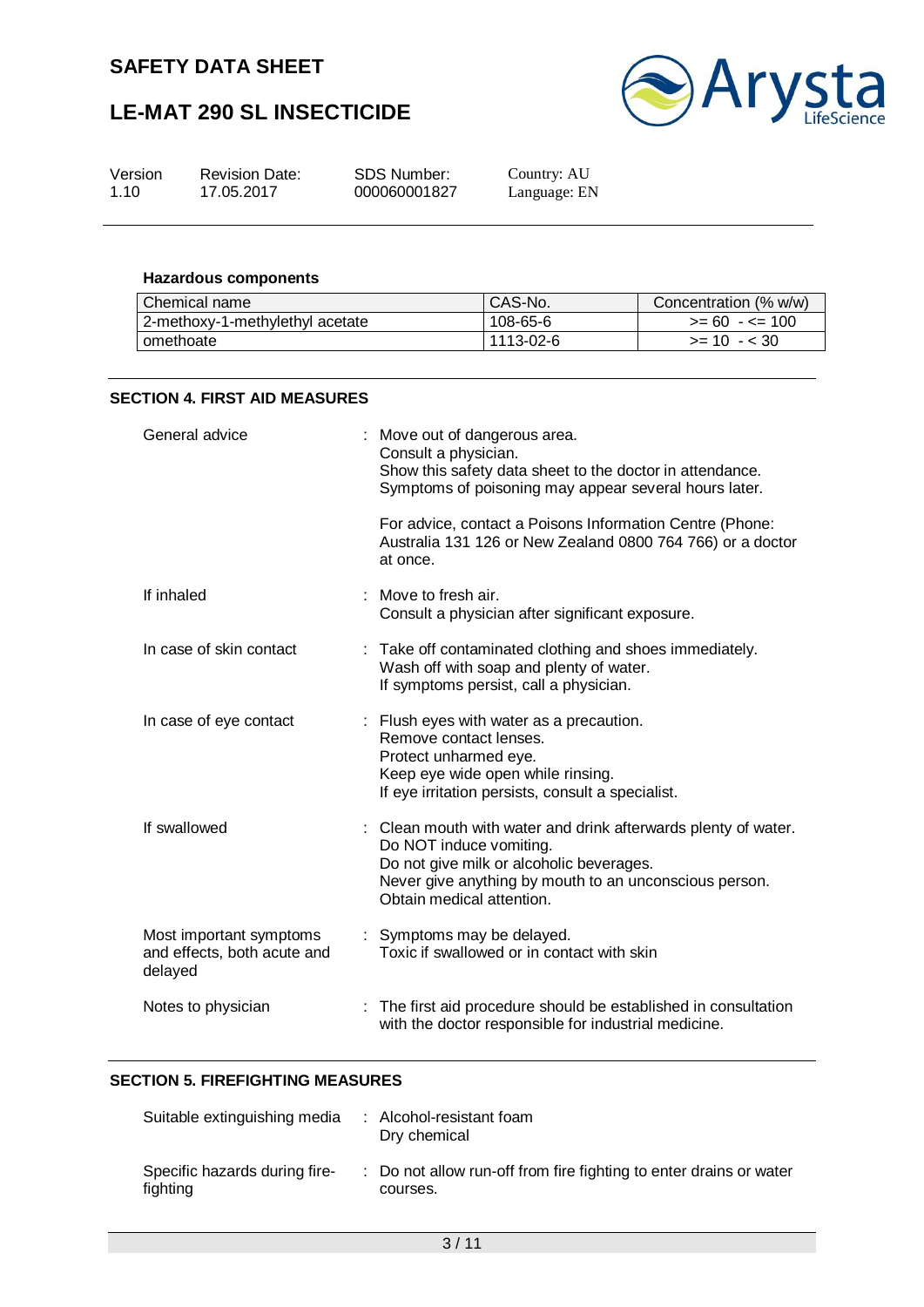### Hazardous components

| Chemical name | CAS-No. | Concentration (% w/w) |
|---|---|---|
| 2-methoxy-1-methylethyl acetate | 108-65-6 | >= 60 - <= 100 |
| omethoate | 1113-02-6 | >= 10 - < 30 |

## SECTION 4. FIRST AID MEASURES

**General advice** : Move out of dangerous area.
Consult a physician.
Show this safety data sheet to the doctor in attendance.
Symptoms of poisoning may appear several hours later.

For advice, contact a Poisons Information Centre (Phone: Australia 131 126 or New Zealand 0800 764 766) or a doctor at once.

**If inhaled** : Move to fresh air.
Consult a physician after significant exposure.

**In case of skin contact** : Take off contaminated clothing and shoes immediately.
Wash off with soap and plenty of water.
If symptoms persist, call a physician.

**In case of eye contact** : Flush eyes with water as a precaution.
Remove contact lenses.
Protect unharmed eye.
Keep eye wide open while rinsing.
If eye irritation persists, consult a specialist.

**If swallowed** : Clean mouth with water and drink afterwards plenty of water.
Do NOT induce vomiting.
Do not give milk or alcoholic beverages.
Never give anything by mouth to an unconscious person.
Obtain medical attention.

**Most important symptoms and effects, both acute and delayed** : Symptoms may be delayed.
Toxic if swallowed or in contact with skin

**Notes to physician** : The first aid procedure should be established in consultation with the doctor responsible for industrial medicine.

## SECTION 5. FIREFIGHTING MEASURES

**Suitable extinguishing media** : Alcohol-resistant foam
Dry chemical

**Specific hazards during fire-fighting** : Do not allow run-off from fire fighting to enter drains or water courses.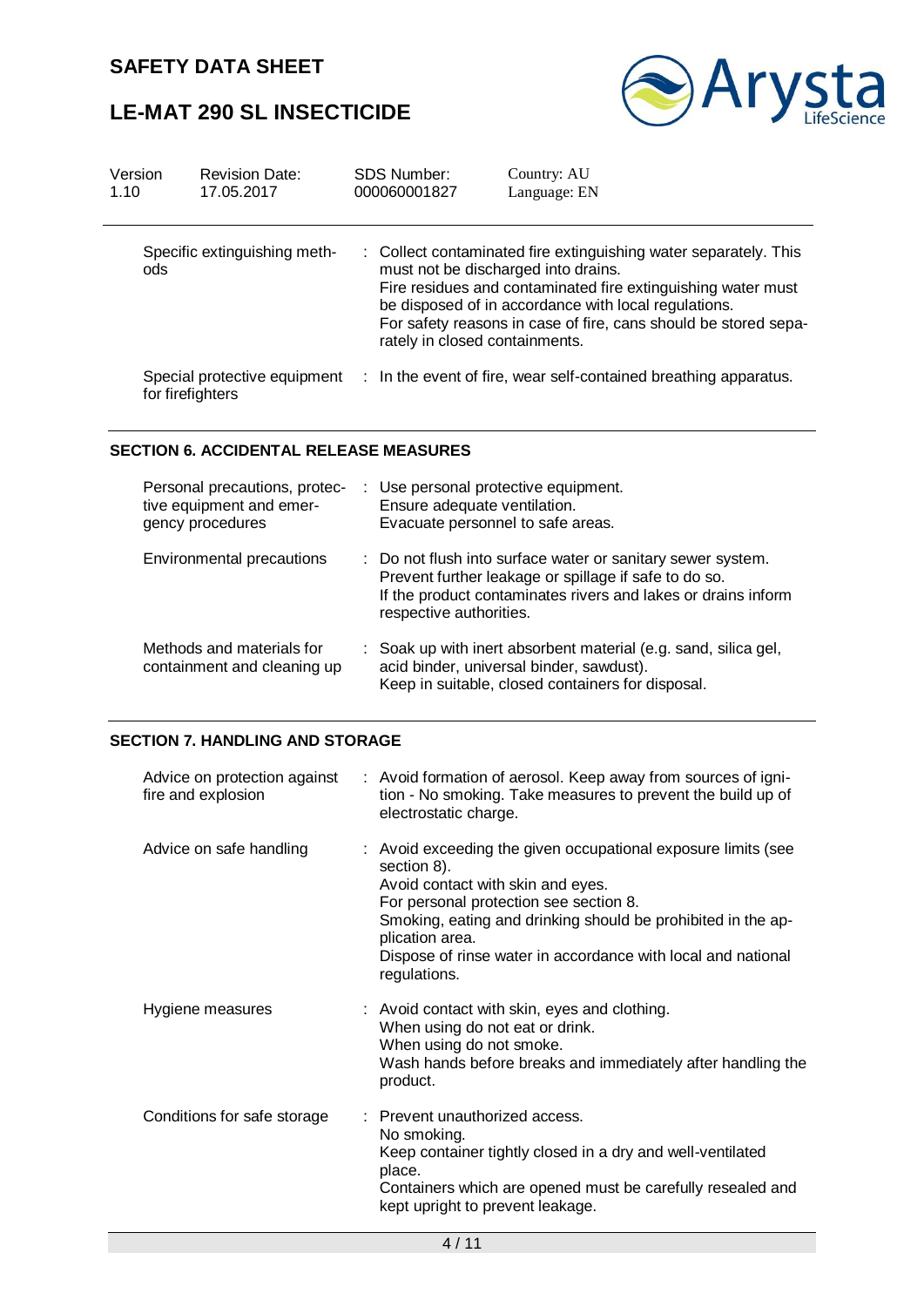| | |
|---|---|
| Specific extinguishing methods | : Collect contaminated fire extinguishing water separately. This must not be discharged into drains.<br>Fire residues and contaminated fire extinguishing water must be disposed of in accordance with local regulations.<br>For safety reasons in case of fire, cans should be stored separately in closed containments. |
| Special protective equipment for firefighters | : In the event of fire, wear self-contained breathing apparatus. |

## SECTION 6. ACCIDENTAL RELEASE MEASURES

| | |
|---|---|
| Personal precautions, protective equipment and emergency procedures | : Use personal protective equipment.<br>Ensure adequate ventilation.<br>Evacuate personnel to safe areas. |
| Environmental precautions | : Do not flush into surface water or sanitary sewer system.<br>Prevent further leakage or spillage if safe to do so.<br>If the product contaminates rivers and lakes or drains inform respective authorities. |
| Methods and materials for containment and cleaning up | : Soak up with inert absorbent material (e.g. sand, silica gel, acid binder, universal binder, sawdust).<br>Keep in suitable, closed containers for disposal. |

## SECTION 7. HANDLING AND STORAGE

| | |
|---|---|
| Advice on protection against fire and explosion | : Avoid formation of aerosol. Keep away from sources of ignition - No smoking. Take measures to prevent the build up of electrostatic charge. |
| Advice on safe handling | : Avoid exceeding the given occupational exposure limits (see section 8).<br>Avoid contact with skin and eyes.<br>For personal protection see section 8.<br>Smoking, eating and drinking should be prohibited in the application area.<br>Dispose of rinse water in accordance with local and national regulations. |
| Hygiene measures | : Avoid contact with skin, eyes and clothing.<br>When using do not eat or drink.<br>When using do not smoke.<br>Wash hands before breaks and immediately after handling the product. |
| Conditions for safe storage | : Prevent unauthorized access.<br>No smoking.<br>Keep container tightly closed in a dry and well-ventilated place.<br>Containers which are opened must be carefully resealed and kept upright to prevent leakage. |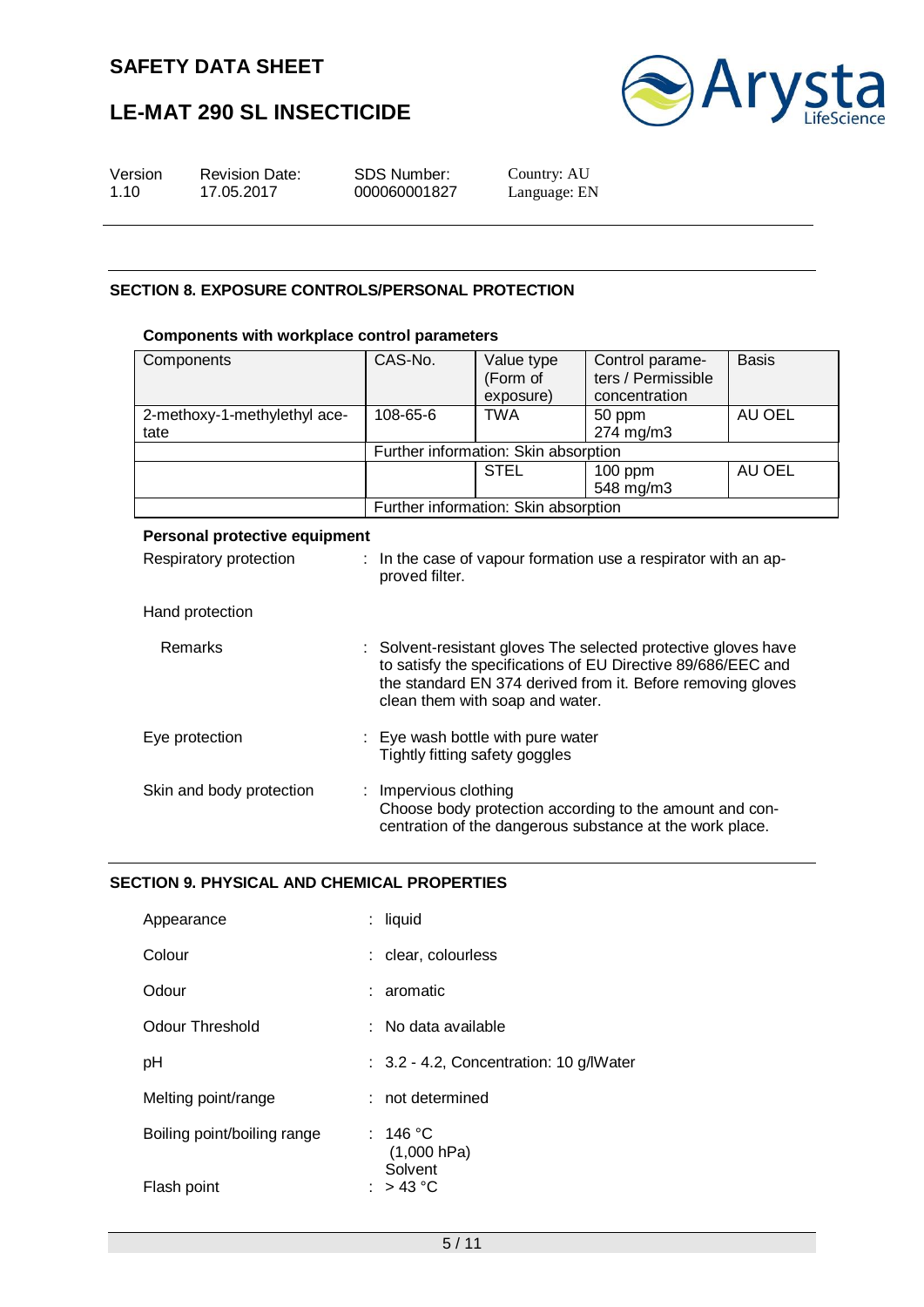## SECTION 8. EXPOSURE CONTROLS/PERSONAL PROTECTION

### Components with workplace control parameters

| Components | CAS-No. | Value type (Form of exposure) | Control parameters / Permissible concentration | Basis |
|---|---|---|---|---|
| 2-methoxy-1-methylethyl acetate | 108-65-6 | TWA | 50 ppm<br>274 mg/m3 | AU OEL |
| | Further information: Skin absorption | | | |
| | | STEL | 100 ppm<br>548 mg/m3 | AU OEL |
| | Further information: Skin absorption | | | |

### Personal protective equipment

Respiratory protection : In the case of vapour formation use a respirator with an approved filter.

Hand protection

Remarks : Solvent-resistant gloves The selected protective gloves have to satisfy the specifications of EU Directive 89/686/EEC and the standard EN 374 derived from it. Before removing gloves clean them with soap and water.

Eye protection : Eye wash bottle with pure water
Tightly fitting safety goggles

Skin and body protection : Impervious clothing
Choose body protection according to the amount and concentration of the dangerous substance at the work place.

## SECTION 9. PHYSICAL AND CHEMICAL PROPERTIES

Appearance : liquid

Colour : clear, colourless

Odour : aromatic

Odour Threshold : No data available

pH : 3.2 - 4.2, Concentration: 10 g/lWater

Melting point/range : not determined

Boiling point/boiling range : 146 °C
(1,000 hPa)
Solvent

Flash point : > 43 °C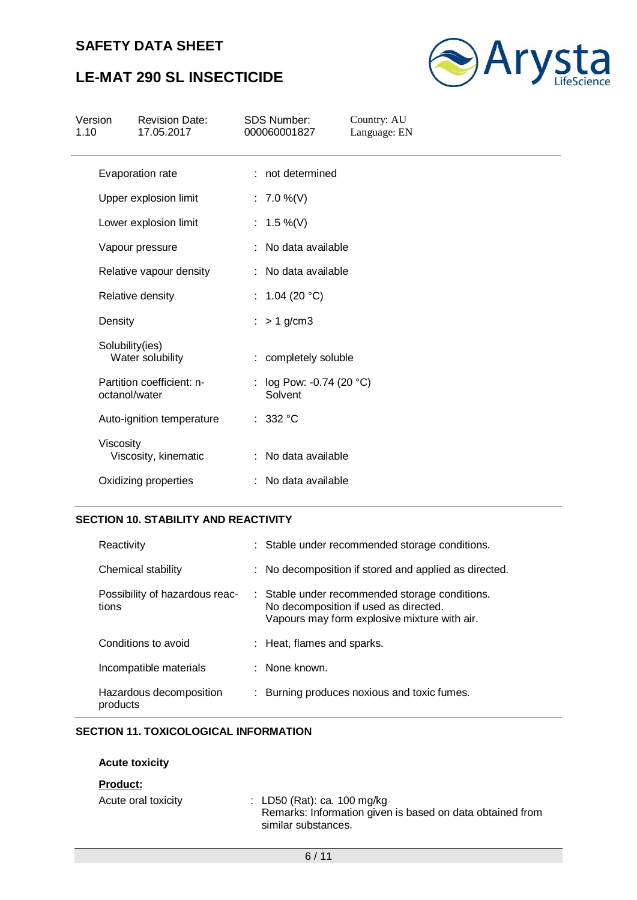| | | |
|---|---|---|
| Evaporation rate | : | not determined |
| Upper explosion limit | : | 7.0 %(V) |
| Lower explosion limit | : | 1.5 %(V) |
| Vapour pressure | : | No data available |
| Relative vapour density | : | No data available |
| Relative density | : | 1.04 (20 °C) |
| Density | : | > 1 g/cm3 |
| Solubility(ies)<br>Water solubility | : | completely soluble |
| Partition coefficient: n-octanol/water | : | log Pow: -0.74 (20 °C)<br>Solvent |
| Auto-ignition temperature | : | 332 °C |
| Viscosity<br>Viscosity, kinematic | : | No data available |
| Oxidizing properties | : | No data available |

## SECTION 10. STABILITY AND REACTIVITY

| | | |
|---|---|---|
| Reactivity | : | Stable under recommended storage conditions. |
| Chemical stability | : | No decomposition if stored and applied as directed. |
| Possibility of hazardous reactions | : | Stable under recommended storage conditions.<br>No decomposition if used as directed.<br>Vapours may form explosive mixture with air. |
| Conditions to avoid | : | Heat, flames and sparks. |
| Incompatible materials | : | None known. |
| Hazardous decomposition products | : | Burning produces noxious and toxic fumes. |

## SECTION 11. TOXICOLOGICAL INFORMATION

**Acute toxicity**

**Product:**

| | | |
|---|---|---|
| Acute oral toxicity | : | LD50 (Rat): ca. 100 mg/kg<br>Remarks: Information given is based on data obtained from similar substances. |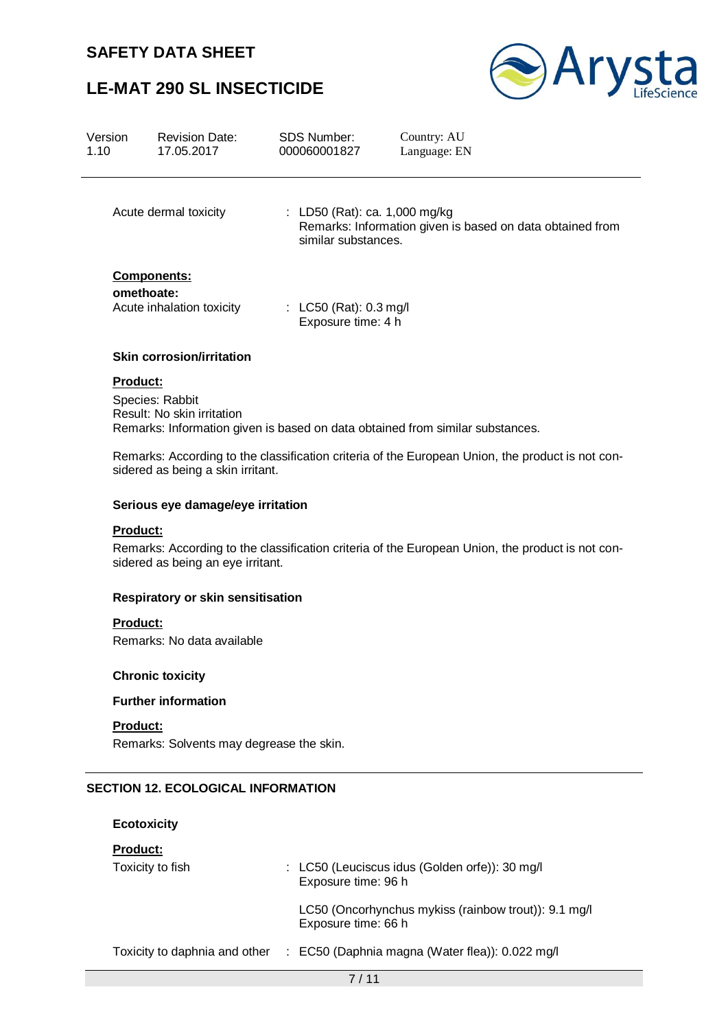Acute dermal toxicity : LD50 (Rat): ca. 1,000 mg/kg
Remarks: Information given is based on data obtained from similar substances.

**Components:**

**omethoate:**

Acute inhalation toxicity : LC50 (Rat): 0.3 mg/l
Exposure time: 4 h

**Skin corrosion/irritation**

**Product:**

Species: Rabbit
Result: No skin irritation
Remarks: Information given is based on data obtained from similar substances.

Remarks: According to the classification criteria of the European Union, the product is not considered as being a skin irritant.

**Serious eye damage/eye irritation**

**Product:**

Remarks: According to the classification criteria of the European Union, the product is not considered as being an eye irritant.

**Respiratory or skin sensitisation**

**Product:**

Remarks: No data available

**Chronic toxicity**

**Further information**

**Product:**

Remarks: Solvents may degrease the skin.

## SECTION 12. ECOLOGICAL INFORMATION

**Ecotoxicity**

**Product:**

Toxicity to fish : LC50 (Leuciscus idus (Golden orfe)): 30 mg/l
Exposure time: 96 h

LC50 (Oncorhynchus mykiss (rainbow trout)): 9.1 mg/l
Exposure time: 66 h

Toxicity to daphnia and other : EC50 (Daphnia magna (Water flea)): 0.022 mg/l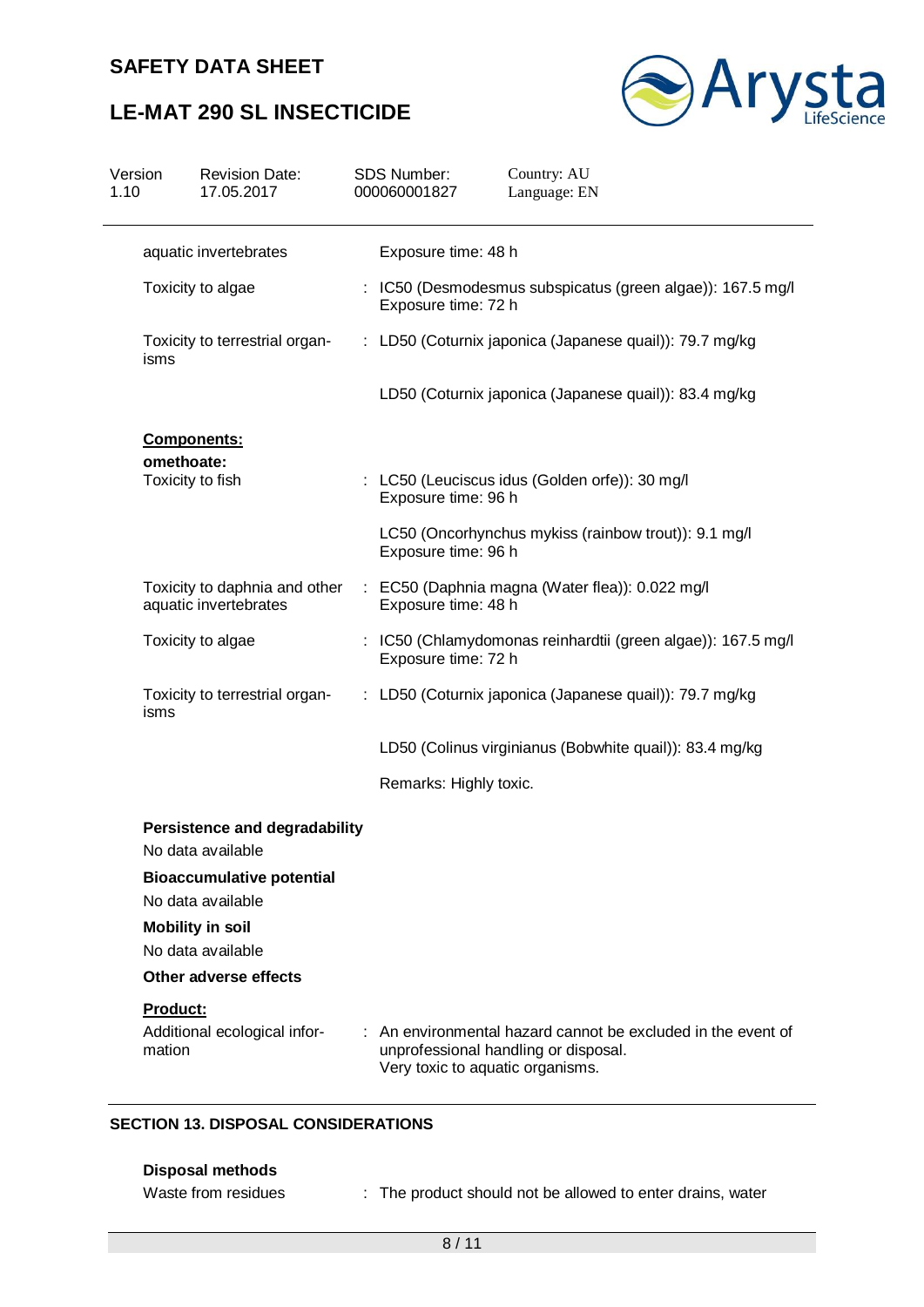| | |
|---|---|
| aquatic invertebrates | Exposure time: 48 h |
| Toxicity to algae | : IC50 (Desmodesmus subspicatus (green algae)): 167.5 mg/l<br>Exposure time: 72 h |
| Toxicity to terrestrial organisms | : LD50 (Coturnix japonica (Japanese quail)): 79.7 mg/kg |
| | LD50 (Coturnix japonica (Japanese quail)): 83.4 mg/kg |

**Components:**

**omethoate:**

| | |
|---|---|
| Toxicity to fish | : LC50 (Leuciscus idus (Golden orfe)): 30 mg/l<br>Exposure time: 96 h |
| | LC50 (Oncorhynchus mykiss (rainbow trout)): 9.1 mg/l<br>Exposure time: 96 h |
| Toxicity to daphnia and other aquatic invertebrates | : EC50 (Daphnia magna (Water flea)): 0.022 mg/l<br>Exposure time: 48 h |
| Toxicity to algae | : IC50 (Chlamydomonas reinhardtii (green algae)): 167.5 mg/l<br>Exposure time: 72 h |
| Toxicity to terrestrial organisms | : LD50 (Coturnix japonica (Japanese quail)): 79.7 mg/kg |
| | LD50 (Colinus virginianus (Bobwhite quail)): 83.4 mg/kg |
| | Remarks: Highly toxic. |

**Persistence and degradability**

No data available

**Bioaccumulative potential**

No data available

**Mobility in soil**

No data available

**Other adverse effects**

**Product:**

| | |
|---|---|
| Additional ecological information | : An environmental hazard cannot be excluded in the event of unprofessional handling or disposal.<br>Very toxic to aquatic organisms. |

## SECTION 13. DISPOSAL CONSIDERATIONS

**Disposal methods**

| | |
|---|---|
| Waste from residues | : The product should not be allowed to enter drains, water |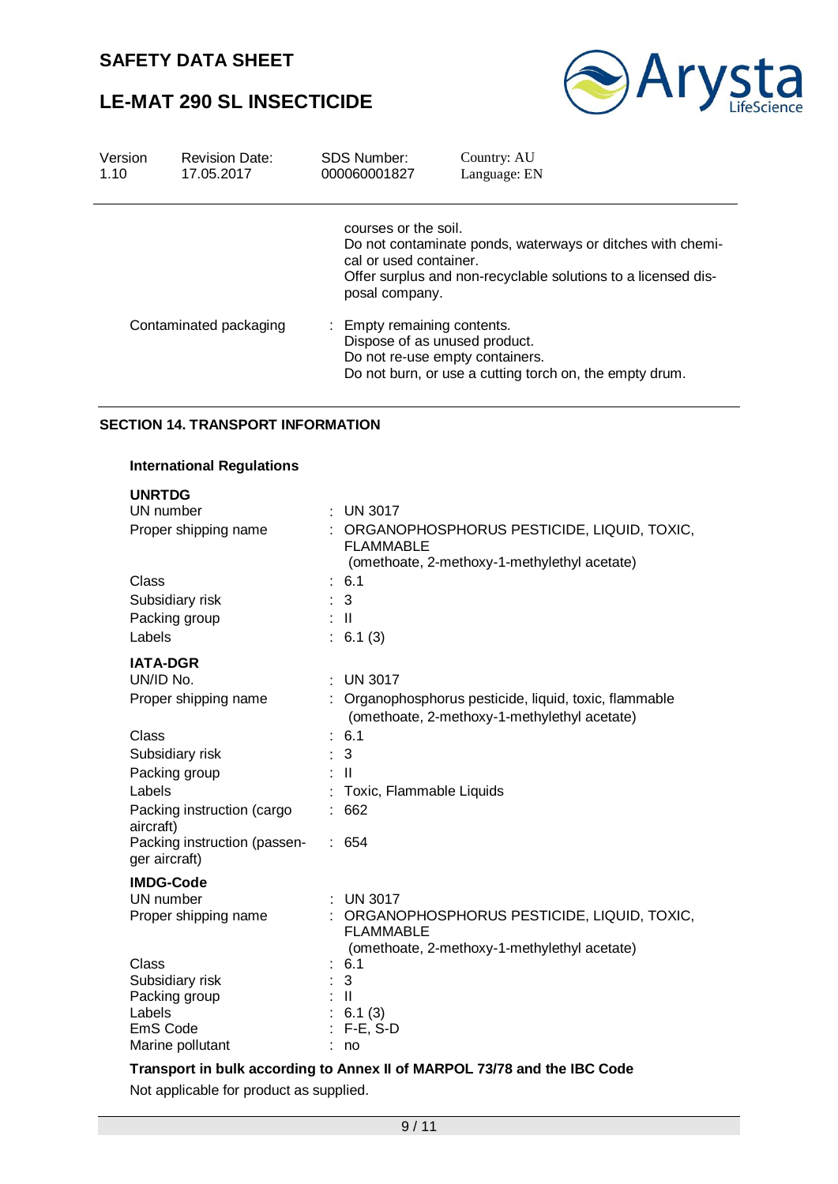courses or the soil.
Do not contaminate ponds, waterways or ditches with chemical or used container.
Offer surplus and non-recyclable solutions to a licensed disposal company.

Contaminated packaging : Empty remaining contents.
Dispose of as unused product.
Do not re-use empty containers.
Do not burn, or use a cutting torch on, the empty drum.

## SECTION 14. TRANSPORT INFORMATION

### International Regulations

**UNRTDG**

UN number : UN 3017
Proper shipping name : ORGANOPHOSPHORUS PESTICIDE, LIQUID, TOXIC, FLAMMABLE
(omethoate, 2-methoxy-1-methylethyl acetate)
Class : 6.1
Subsidiary risk : 3
Packing group : II
Labels : 6.1 (3)

**IATA-DGR**

UN/ID No. : UN 3017
Proper shipping name : Organophosphorus pesticide, liquid, toxic, flammable
(omethoate, 2-methoxy-1-methylethyl acetate)
Class : 6.1
Subsidiary risk : 3
Packing group : II
Labels : Toxic, Flammable Liquids
Packing instruction (cargo aircraft) : 662
Packing instruction (passenger aircraft) : 654

**IMDG-Code**

UN number : UN 3017
Proper shipping name : ORGANOPHOSPHORUS PESTICIDE, LIQUID, TOXIC, FLAMMABLE
(omethoate, 2-methoxy-1-methylethyl acetate)
Class : 6.1
Subsidiary risk : 3
Packing group : II
Labels : 6.1 (3)
EmS Code : F-E, S-D
Marine pollutant : no

**Transport in bulk according to Annex II of MARPOL 73/78 and the IBC Code**

Not applicable for product as supplied.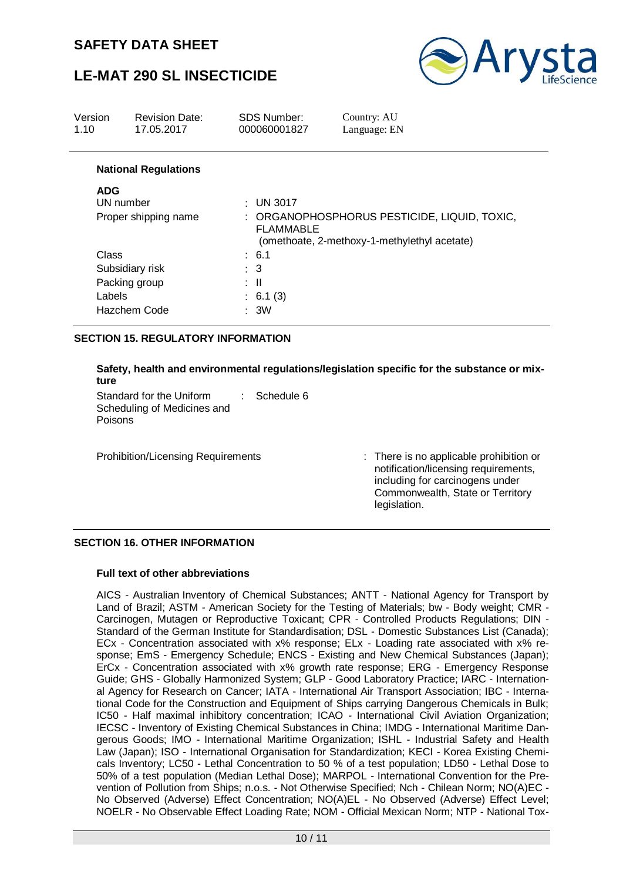**National Regulations**

**ADG**

| | |
|---|---|
| UN number | : UN 3017 |
| Proper shipping name | : ORGANOPHOSPHORUS PESTICIDE, LIQUID, TOXIC, FLAMMABLE (omethoate, 2-methoxy-1-methylethyl acetate) |
| Class | : 6.1 |
| Subsidiary risk | : 3 |
| Packing group | : II |
| Labels | : 6.1 (3) |
| Hazchem Code | : 3W |

## SECTION 15. REGULATORY INFORMATION

**Safety, health and environmental regulations/legislation specific for the substance or mixture**

| | |
|---|---|
| Standard for the Uniform Scheduling of Medicines and Poisons | : Schedule 6 |
| Prohibition/Licensing Requirements | : There is no applicable prohibition or notification/licensing requirements, including for carcinogens under Commonwealth, State or Territory legislation. |

## SECTION 16. OTHER INFORMATION

**Full text of other abbreviations**

AICS - Australian Inventory of Chemical Substances; ANTT - National Agency for Transport by Land of Brazil; ASTM - American Society for the Testing of Materials; bw - Body weight; CMR - Carcinogen, Mutagen or Reproductive Toxicant; CPR - Controlled Products Regulations; DIN - Standard of the German Institute for Standardisation; DSL - Domestic Substances List (Canada); ECx - Concentration associated with x% response; ELx - Loading rate associated with x% response; EmS - Emergency Schedule; ENCS - Existing and New Chemical Substances (Japan); ErCx - Concentration associated with x% growth rate response; ERG - Emergency Response Guide; GHS - Globally Harmonized System; GLP - Good Laboratory Practice; IARC - International Agency for Research on Cancer; IATA - International Air Transport Association; IBC - International Code for the Construction and Equipment of Ships carrying Dangerous Chemicals in Bulk; IC50 - Half maximal inhibitory concentration; ICAO - International Civil Aviation Organization; IECSC - Inventory of Existing Chemical Substances in China; IMDG - International Maritime Dangerous Goods; IMO - International Maritime Organization; ISHL - Industrial Safety and Health Law (Japan); ISO - International Organisation for Standardization; KECI - Korea Existing Chemicals Inventory; LC50 - Lethal Concentration to 50 % of a test population; LD50 - Lethal Dose to 50% of a test population (Median Lethal Dose); MARPOL - International Convention for the Prevention of Pollution from Ships; n.o.s. - Not Otherwise Specified; Nch - Chilean Norm; NO(A)EC - No Observed (Adverse) Effect Concentration; NO(A)EL - No Observed (Adverse) Effect Level; NOELR - No Observable Effect Loading Rate; NOM - Official Mexican Norm; NTP - National Tox-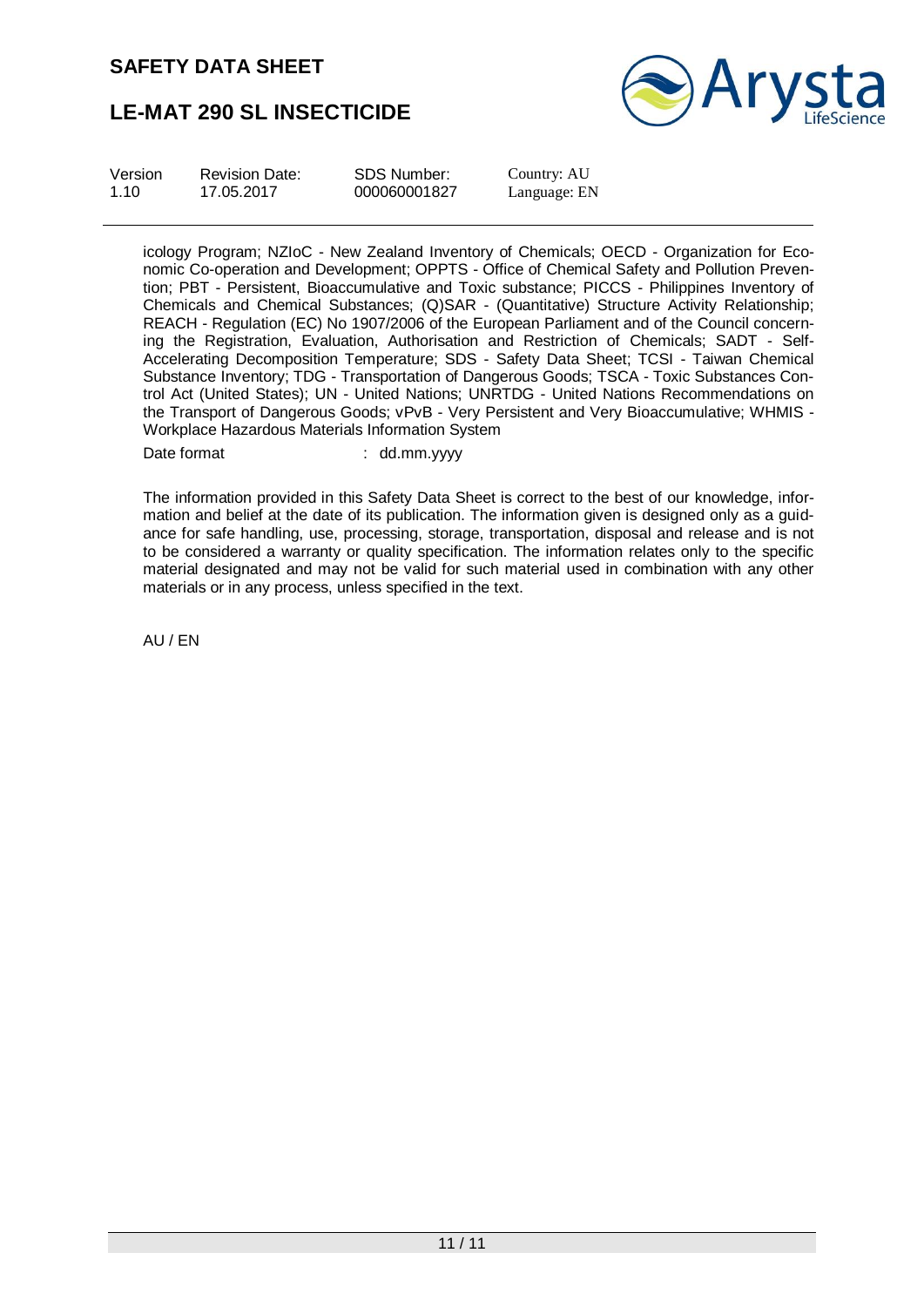icology Program; NZIoC - New Zealand Inventory of Chemicals; OECD - Organization for Economic Co-operation and Development; OPPTS - Office of Chemical Safety and Pollution Prevention; PBT - Persistent, Bioaccumulative and Toxic substance; PICCS - Philippines Inventory of Chemicals and Chemical Substances; (Q)SAR - (Quantitative) Structure Activity Relationship; REACH - Regulation (EC) No 1907/2006 of the European Parliament and of the Council concerning the Registration, Evaluation, Authorisation and Restriction of Chemicals; SADT - Self-Accelerating Decomposition Temperature; SDS - Safety Data Sheet; TCSI - Taiwan Chemical Substance Inventory; TDG - Transportation of Dangerous Goods; TSCA - Toxic Substances Control Act (United States); UN - United Nations; UNRTDG - United Nations Recommendations on the Transport of Dangerous Goods; vPvB - Very Persistent and Very Bioaccumulative; WHMIS - Workplace Hazardous Materials Information System

Date format : dd.mm.yyyy

The information provided in this Safety Data Sheet is correct to the best of our knowledge, information and belief at the date of its publication. The information given is designed only as a guidance for safe handling, use, processing, storage, transportation, disposal and release and is not to be considered a warranty or quality specification. The information relates only to the specific material designated and may not be valid for such material used in combination with any other materials or in any process, unless specified in the text.

AU / EN